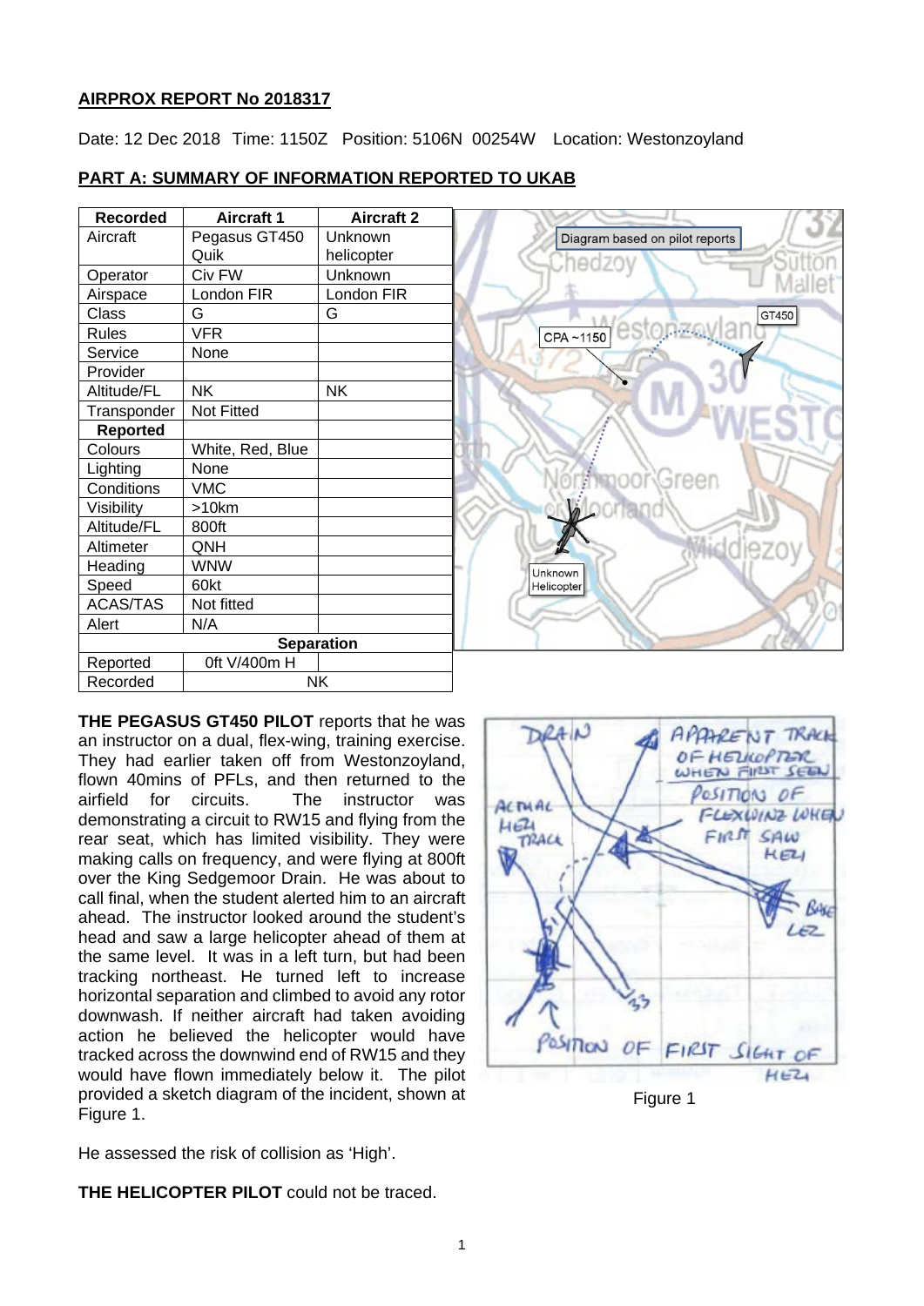## AIRPROX REPORT No 2018317

Date: 12 Dec 2018 Time: 1150Z Position: 5106N 00254W Location: Westonzoyland

## PART A: SUMMARY OF INFORMATION REPORTED TO UKAB

| Recorded | Aircraft 1 | Aircraft 2 |
|---|---|---|
| Aircraft | Pegasus GT450 Quik | Unknown helicopter |
| Operator | Civ FW | Unknown |
| Airspace | London FIR | London FIR |
| Class | G | G |
| Rules | VFR | |
| Service | None | |
| Provider | | |
| Altitude/FL | NK | NK |
| Transponder | Not Fitted | |
| **Reported** | | |
| Colours | White, Red, Blue | |
| Lighting | None | |
| Conditions | VMC | |
| Visibility | >10km | |
| Altitude/FL | 800ft | |
| Altimeter | QNH | |
| Heading | WNW | |
| Speed | 60kt | |
| ACAS/TAS | Not fitted | |
| Alert | N/A | |
| **Separation** | | |
| Reported | 0ft V/400m H | |
| Recorded | NK | |

Diagram based on pilot reports

**THE PEGASUS GT450 PILOT** reports that he was an instructor on a dual, flex-wing, training exercise. They had earlier taken off from Westonzoyland, flown 40mins of PFLs, and then returned to the airfield for circuits. The instructor was demonstrating a circuit to RW15 and flying from the rear seat, which has limited visibility. They were making calls on frequency, and were flying at 800ft over the King Sedgemoor Drain. He was about to call final, when the student alerted him to an aircraft ahead. The instructor looked around the student's head and saw a large helicopter ahead of them at the same level. It was in a left turn, but had been tracking northeast. He turned left to increase horizontal separation and climbed to avoid any rotor downwash. If neither aircraft had taken avoiding action he believed the helicopter would have tracked across the downwind end of RW15 and they would have flown immediately below it. The pilot provided a sketch diagram of the incident, shown at Figure 1.

Figure 1

He assessed the risk of collision as 'High'.

**THE HELICOPTER PILOT** could not be traced.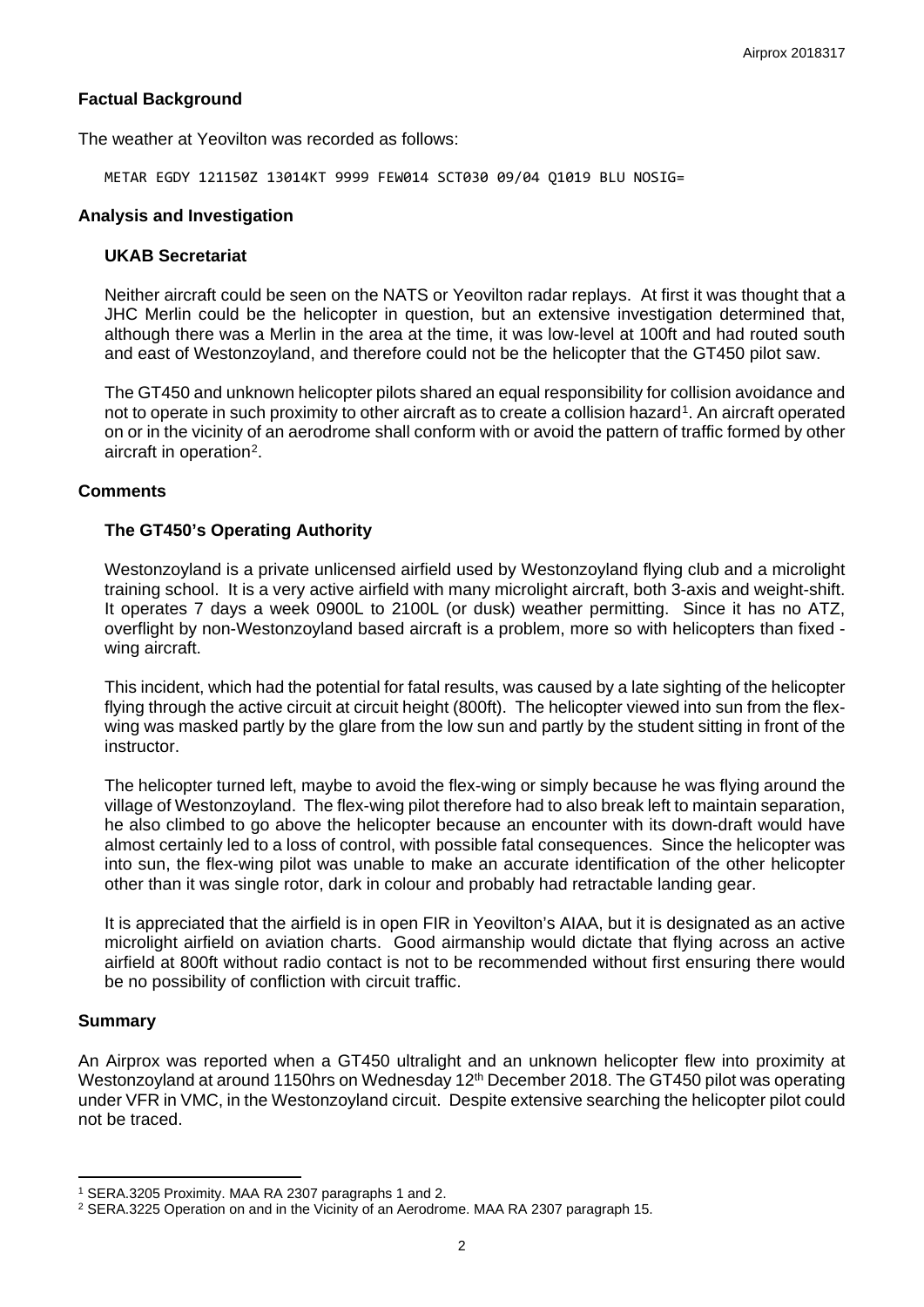## Factual Background

The weather at Yeovilton was recorded as follows:

```
METAR EGDY 121150Z 13014KT 9999 FEW014 SCT030 09/04 Q1019 BLU NOSIG=
```

## Analysis and Investigation

### UKAB Secretariat

Neither aircraft could be seen on the NATS or Yeovilton radar replays. At first it was thought that a JHC Merlin could be the helicopter in question, but an extensive investigation determined that, although there was a Merlin in the area at the time, it was low-level at 100ft and had routed south and east of Westonzoyland, and therefore could not be the helicopter that the GT450 pilot saw.

The GT450 and unknown helicopter pilots shared an equal responsibility for collision avoidance and not to operate in such proximity to other aircraft as to create a collision hazard[1]. An aircraft operated on or in the vicinity of an aerodrome shall conform with or avoid the pattern of traffic formed by other aircraft in operation[2].

## Comments

### The GT450's Operating Authority

Westonzoyland is a private unlicensed airfield used by Westonzoyland flying club and a microlight training school. It is a very active airfield with many microlight aircraft, both 3-axis and weight-shift. It operates 7 days a week 0900L to 2100L (or dusk) weather permitting. Since it has no ATZ, overflight by non-Westonzoyland based aircraft is a problem, more so with helicopters than fixed - wing aircraft.

This incident, which had the potential for fatal results, was caused by a late sighting of the helicopter flying through the active circuit at circuit height (800ft). The helicopter viewed into sun from the flex-wing was masked partly by the glare from the low sun and partly by the student sitting in front of the instructor.

The helicopter turned left, maybe to avoid the flex-wing or simply because he was flying around the village of Westonzoyland. The flex-wing pilot therefore had to also break left to maintain separation, he also climbed to go above the helicopter because an encounter with its down-draft would have almost certainly led to a loss of control, with possible fatal consequences. Since the helicopter was into sun, the flex-wing pilot was unable to make an accurate identification of the other helicopter other than it was single rotor, dark in colour and probably had retractable landing gear.

It is appreciated that the airfield is in open FIR in Yeovilton's AIAA, but it is designated as an active microlight airfield on aviation charts. Good airmanship would dictate that flying across an active airfield at 800ft without radio contact is not to be recommended without first ensuring there would be no possibility of confliction with circuit traffic.

## Summary

An Airprox was reported when a GT450 ultralight and an unknown helicopter flew into proximity at Westonzoyland at around 1150hrs on Wednesday 12th December 2018. The GT450 pilot was operating under VFR in VMC, in the Westonzoyland circuit. Despite extensive searching the helicopter pilot could not be traced.

---

[1] SERA.3205 Proximity. MAA RA 2307 paragraphs 1 and 2.

[2] SERA.3225 Operation on and in the Vicinity of an Aerodrome. MAA RA 2307 paragraph 15.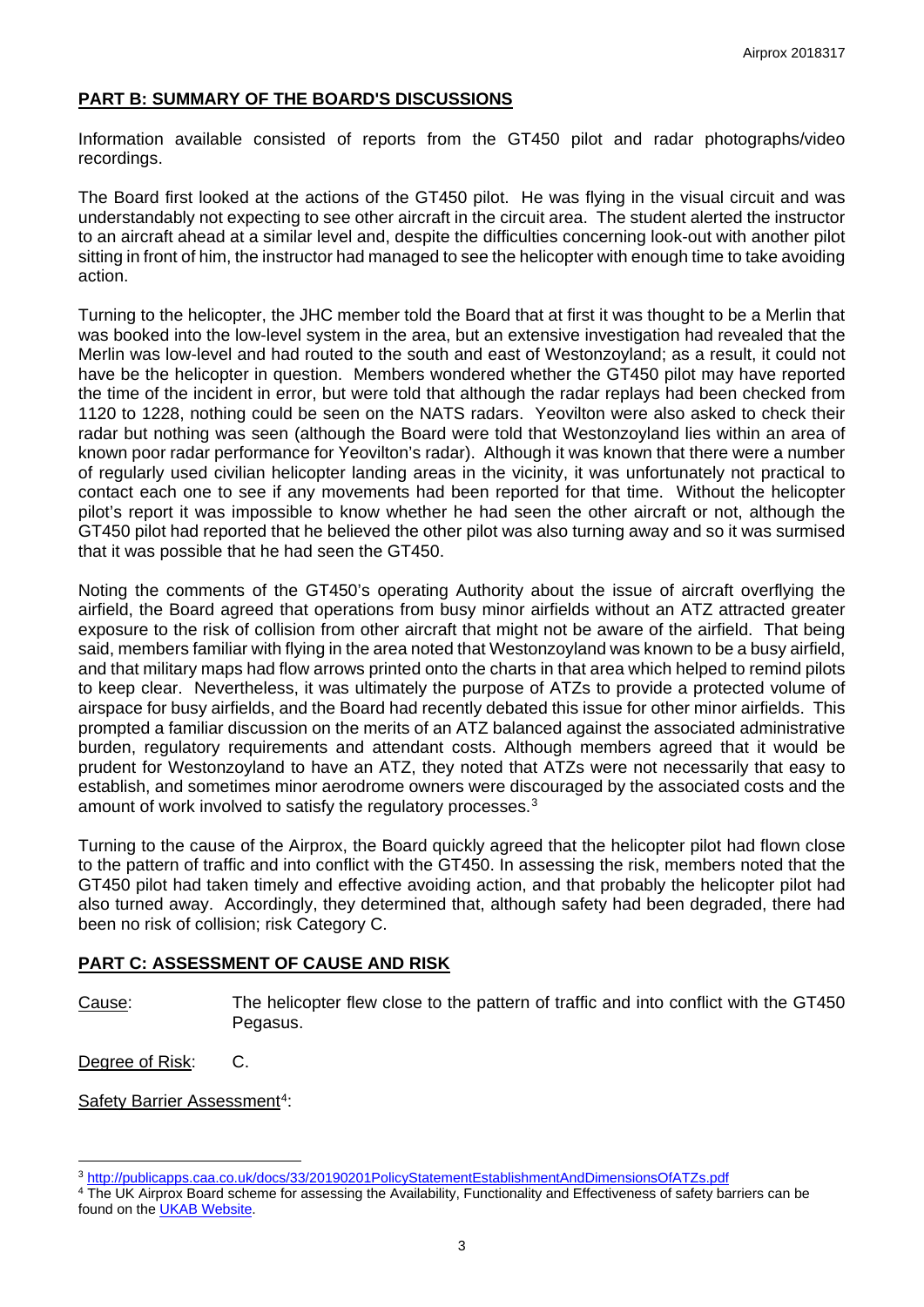## PART B: SUMMARY OF THE BOARD'S DISCUSSIONS

Information available consisted of reports from the GT450 pilot and radar photographs/video recordings.

The Board first looked at the actions of the GT450 pilot. He was flying in the visual circuit and was understandably not expecting to see other aircraft in the circuit area. The student alerted the instructor to an aircraft ahead at a similar level and, despite the difficulties concerning look-out with another pilot sitting in front of him, the instructor had managed to see the helicopter with enough time to take avoiding action.

Turning to the helicopter, the JHC member told the Board that at first it was thought to be a Merlin that was booked into the low-level system in the area, but an extensive investigation had revealed that the Merlin was low-level and had routed to the south and east of Westonzoyland; as a result, it could not have be the helicopter in question. Members wondered whether the GT450 pilot may have reported the time of the incident in error, but were told that although the radar replays had been checked from 1120 to 1228, nothing could be seen on the NATS radars. Yeovilton were also asked to check their radar but nothing was seen (although the Board were told that Westonzoyland lies within an area of known poor radar performance for Yeovilton's radar). Although it was known that there were a number of regularly used civilian helicopter landing areas in the vicinity, it was unfortunately not practical to contact each one to see if any movements had been reported for that time. Without the helicopter pilot's report it was impossible to know whether he had seen the other aircraft or not, although the GT450 pilot had reported that he believed the other pilot was also turning away and so it was surmised that it was possible that he had seen the GT450.

Noting the comments of the GT450's operating Authority about the issue of aircraft overflying the airfield, the Board agreed that operations from busy minor airfields without an ATZ attracted greater exposure to the risk of collision from other aircraft that might not be aware of the airfield. That being said, members familiar with flying in the area noted that Westonzoyland was known to be a busy airfield, and that military maps had flow arrows printed onto the charts in that area which helped to remind pilots to keep clear. Nevertheless, it was ultimately the purpose of ATZs to provide a protected volume of airspace for busy airfields, and the Board had recently debated this issue for other minor airfields. This prompted a familiar discussion on the merits of an ATZ balanced against the associated administrative burden, regulatory requirements and attendant costs. Although members agreed that it would be prudent for Westonzoyland to have an ATZ, they noted that ATZs were not necessarily that easy to establish, and sometimes minor aerodrome owners were discouraged by the associated costs and the amount of work involved to satisfy the regulatory processes.[3]

Turning to the cause of the Airprox, the Board quickly agreed that the helicopter pilot had flown close to the pattern of traffic and into conflict with the GT450. In assessing the risk, members noted that the GT450 pilot had taken timely and effective avoiding action, and that probably the helicopter pilot had also turned away. Accordingly, they determined that, although safety had been degraded, there had been no risk of collision; risk Category C.

## PART C: ASSESSMENT OF CAUSE AND RISK

Cause: The helicopter flew close to the pattern of traffic and into conflict with the GT450 Pegasus.

Degree of Risk: C.

Safety Barrier Assessment[4]:

---

[3] http://publicapps.caa.co.uk/docs/33/20190201PolicyStatementEstablishmentAndDimensionsOfATZs.pdf

[4] The UK Airprox Board scheme for assessing the Availability, Functionality and Effectiveness of safety barriers can be found on the UKAB Website.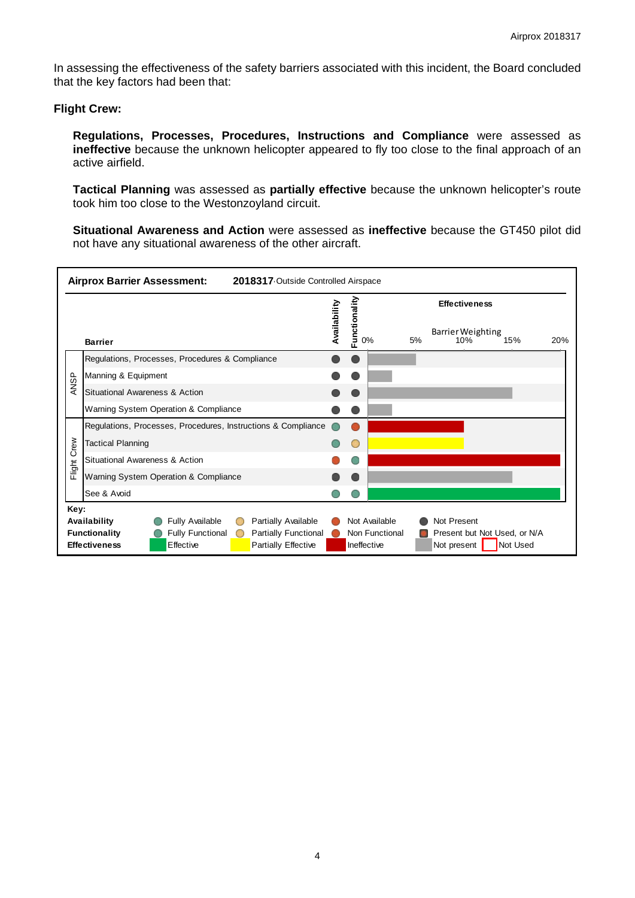In assessing the effectiveness of the safety barriers associated with this incident, the Board concluded that the key factors had been that:

**Flight Crew:**

**Regulations, Processes, Procedures, Instructions and Compliance** were assessed as **ineffective** because the unknown helicopter appeared to fly too close to the final approach of an active airfield.

**Tactical Planning** was assessed as **partially effective** because the unknown helicopter's route took him too close to the Westonzoyland circuit.

**Situational Awareness and Action** were assessed as **ineffective** because the GT450 pilot did not have any situational awareness of the other aircraft.

**Airprox Barrier Assessment:** **2018317** Outside Controlled Airspace

Barrier
Availability
Functionality
Effectiveness
Barrier Weighting
0% 5% 10% 15% 20%

ANSP
Regulations, Processes, Procedures & Compliance
Manning & Equipment
Situational Awareness & Action
Warning System Operation & Compliance

Flight Crew
Regulations, Processes, Procedures, Instructions & Compliance
Tactical Planning
Situational Awareness & Action
Warning System Operation & Compliance
See & Avoid

**Key:**

**Availability** Fully Available Partially Available Not Available Not Present
**Functionality** Fully Functional Partially Functional Non Functional Present but Not Used, or N/A
**Effectiveness** Effective Partially Effective Ineffective Not present Not Used